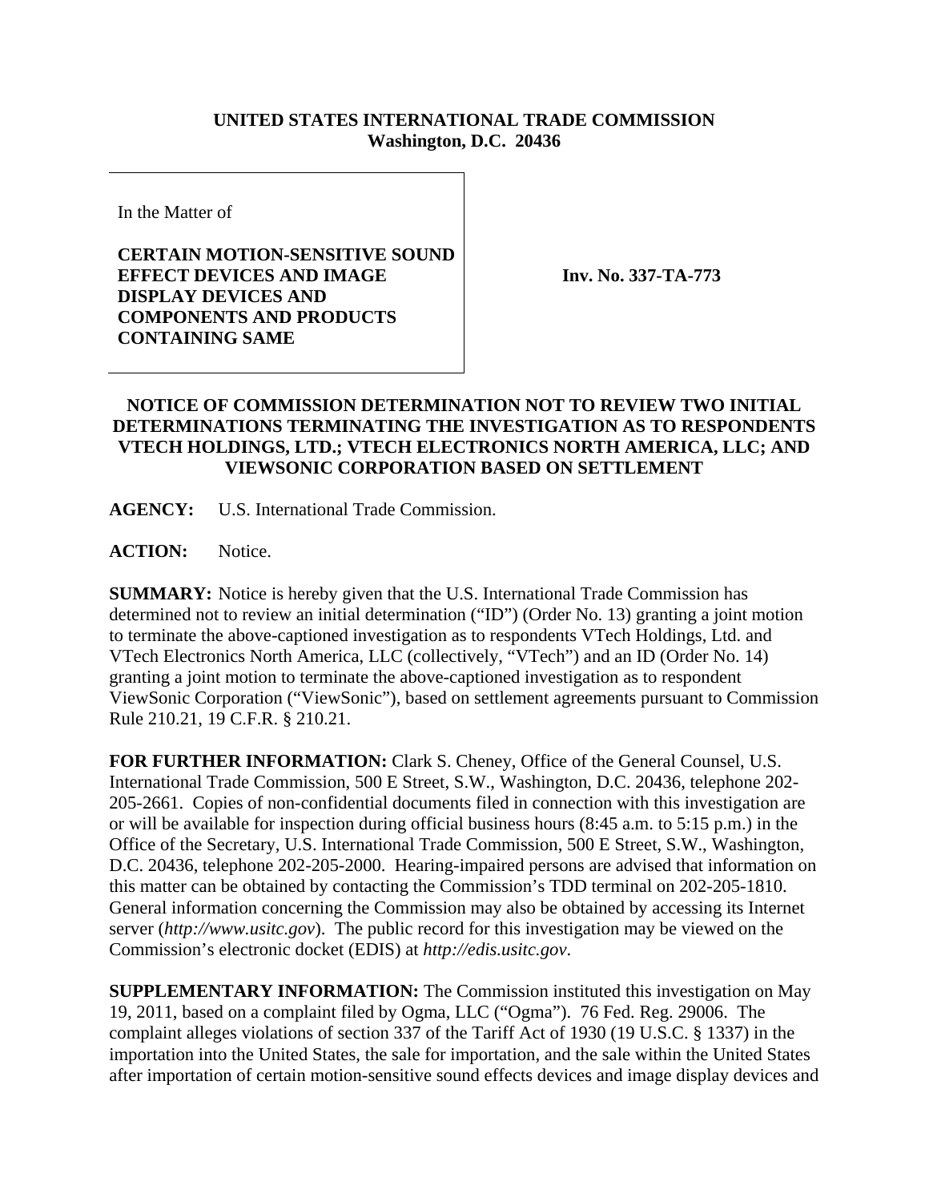**UNITED STATES INTERNATIONAL TRADE COMMISSION**
**Washington, D.C. 20436**

In the Matter of

**CERTAIN MOTION-SENSITIVE SOUND EFFECT DEVICES AND IMAGE DISPLAY DEVICES AND COMPONENTS AND PRODUCTS CONTAINING SAME**

**Inv. No. 337-TA-773**

**NOTICE OF COMMISSION DETERMINATION NOT TO REVIEW TWO INITIAL DETERMINATIONS TERMINATING THE INVESTIGATION AS TO RESPONDENTS VTECH HOLDINGS, LTD.; VTECH ELECTRONICS NORTH AMERICA, LLC; AND VIEWSONIC CORPORATION BASED ON SETTLEMENT**

**AGENCY:** U.S. International Trade Commission.

**ACTION:** Notice.

**SUMMARY:** Notice is hereby given that the U.S. International Trade Commission has determined not to review an initial determination ("ID") (Order No. 13) granting a joint motion to terminate the above-captioned investigation as to respondents VTech Holdings, Ltd. and VTech Electronics North America, LLC (collectively, "VTech") and an ID (Order No. 14) granting a joint motion to terminate the above-captioned investigation as to respondent ViewSonic Corporation ("ViewSonic"), based on settlement agreements pursuant to Commission Rule 210.21, 19 C.F.R. § 210.21.

**FOR FURTHER INFORMATION:** Clark S. Cheney, Office of the General Counsel, U.S. International Trade Commission, 500 E Street, S.W., Washington, D.C. 20436, telephone 202-205-2661. Copies of non-confidential documents filed in connection with this investigation are or will be available for inspection during official business hours (8:45 a.m. to 5:15 p.m.) in the Office of the Secretary, U.S. International Trade Commission, 500 E Street, S.W., Washington, D.C. 20436, telephone 202-205-2000. Hearing-impaired persons are advised that information on this matter can be obtained by contacting the Commission's TDD terminal on 202-205-1810. General information concerning the Commission may also be obtained by accessing its Internet server (*http://www.usitc.gov*). The public record for this investigation may be viewed on the Commission's electronic docket (EDIS) at *http://edis.usitc.gov*.

**SUPPLEMENTARY INFORMATION:** The Commission instituted this investigation on May 19, 2011, based on a complaint filed by Ogma, LLC ("Ogma"). 76 Fed. Reg. 29006. The complaint alleges violations of section 337 of the Tariff Act of 1930 (19 U.S.C. § 1337) in the importation into the United States, the sale for importation, and the sale within the United States after importation of certain motion-sensitive sound effects devices and image display devices and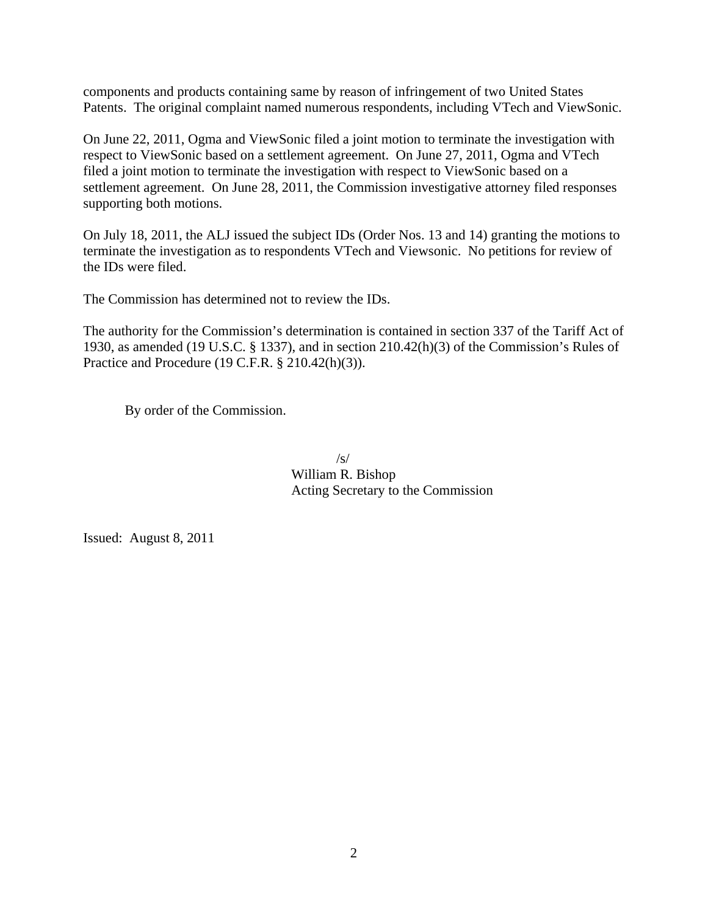components and products containing same by reason of infringement of two United States Patents. The original complaint named numerous respondents, including VTech and ViewSonic.

On June 22, 2011, Ogma and ViewSonic filed a joint motion to terminate the investigation with respect to ViewSonic based on a settlement agreement. On June 27, 2011, Ogma and VTech filed a joint motion to terminate the investigation with respect to ViewSonic based on a settlement agreement. On June 28, 2011, the Commission investigative attorney filed responses supporting both motions.

On July 18, 2011, the ALJ issued the subject IDs (Order Nos. 13 and 14) granting the motions to terminate the investigation as to respondents VTech and Viewsonic. No petitions for review of the IDs were filed.

The Commission has determined not to review the IDs.

The authority for the Commission's determination is contained in section 337 of the Tariff Act of 1930, as amended (19 U.S.C. § 1337), and in section 210.42(h)(3) of the Commission's Rules of Practice and Procedure (19 C.F.R. § 210.42(h)(3)).

By order of the Commission.

/s/
William R. Bishop
Acting Secretary to the Commission

Issued: August 8, 2011